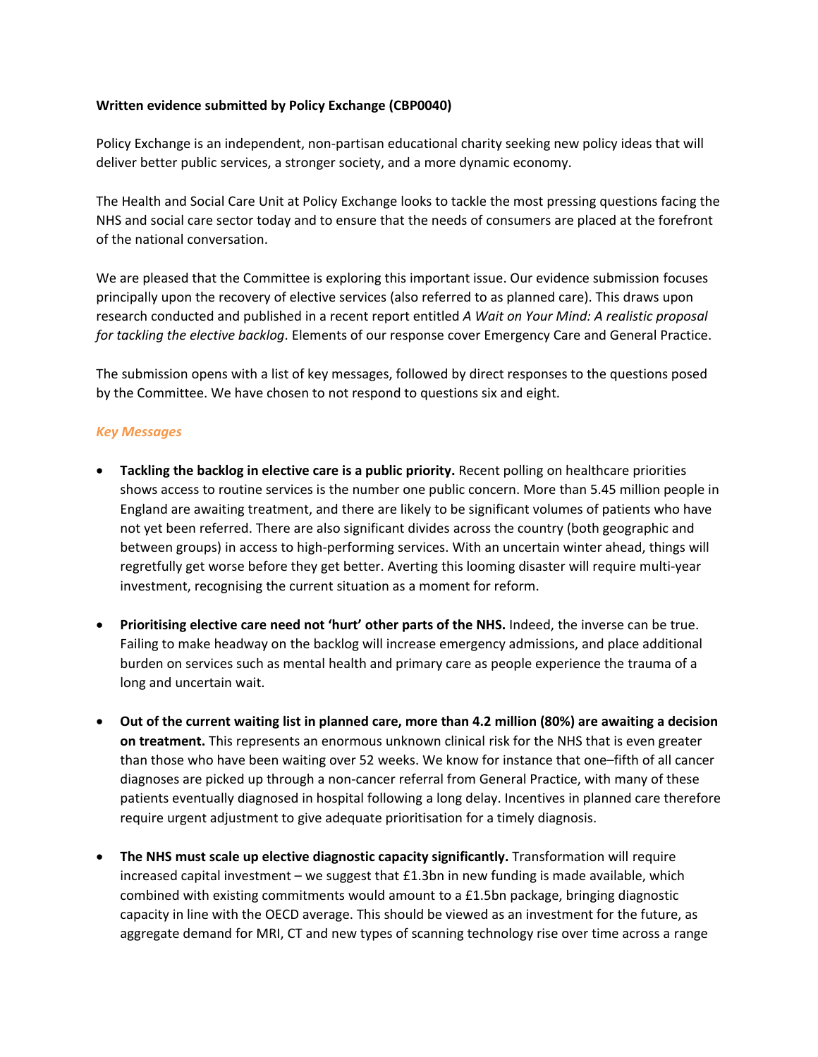**Written evidence submitted by Policy Exchange (CBP0040)**

Policy Exchange is an independent, non-partisan educational charity seeking new policy ideas that will deliver better public services, a stronger society, and a more dynamic economy.

The Health and Social Care Unit at Policy Exchange looks to tackle the most pressing questions facing the NHS and social care sector today and to ensure that the needs of consumers are placed at the forefront of the national conversation.

We are pleased that the Committee is exploring this important issue. Our evidence submission focuses principally upon the recovery of elective services (also referred to as planned care). This draws upon research conducted and published in a recent report entitled *A Wait on Your Mind: A realistic proposal for tackling the elective backlog*. Elements of our response cover Emergency Care and General Practice.

The submission opens with a list of key messages, followed by direct responses to the questions posed by the Committee. We have chosen to not respond to questions six and eight.

### *Key Messages*

- **Tackling the backlog in elective care is a public priority.** Recent polling on healthcare priorities shows access to routine services is the number one public concern. More than 5.45 million people in England are awaiting treatment, and there are likely to be significant volumes of patients who have not yet been referred. There are also significant divides across the country (both geographic and between groups) in access to high-performing services. With an uncertain winter ahead, things will regretfully get worse before they get better. Averting this looming disaster will require multi-year investment, recognising the current situation as a moment for reform.

- **Prioritising elective care need not 'hurt' other parts of the NHS.** Indeed, the inverse can be true. Failing to make headway on the backlog will increase emergency admissions, and place additional burden on services such as mental health and primary care as people experience the trauma of a long and uncertain wait.

- **Out of the current waiting list in planned care, more than 4.2 million (80%) are awaiting a decision on treatment.** This represents an enormous unknown clinical risk for the NHS that is even greater than those who have been waiting over 52 weeks. We know for instance that one–fifth of all cancer diagnoses are picked up through a non-cancer referral from General Practice, with many of these patients eventually diagnosed in hospital following a long delay. Incentives in planned care therefore require urgent adjustment to give adequate prioritisation for a timely diagnosis.

- **The NHS must scale up elective diagnostic capacity significantly.** Transformation will require increased capital investment – we suggest that £1.3bn in new funding is made available, which combined with existing commitments would amount to a £1.5bn package, bringing diagnostic capacity in line with the OECD average. This should be viewed as an investment for the future, as aggregate demand for MRI, CT and new types of scanning technology rise over time across a range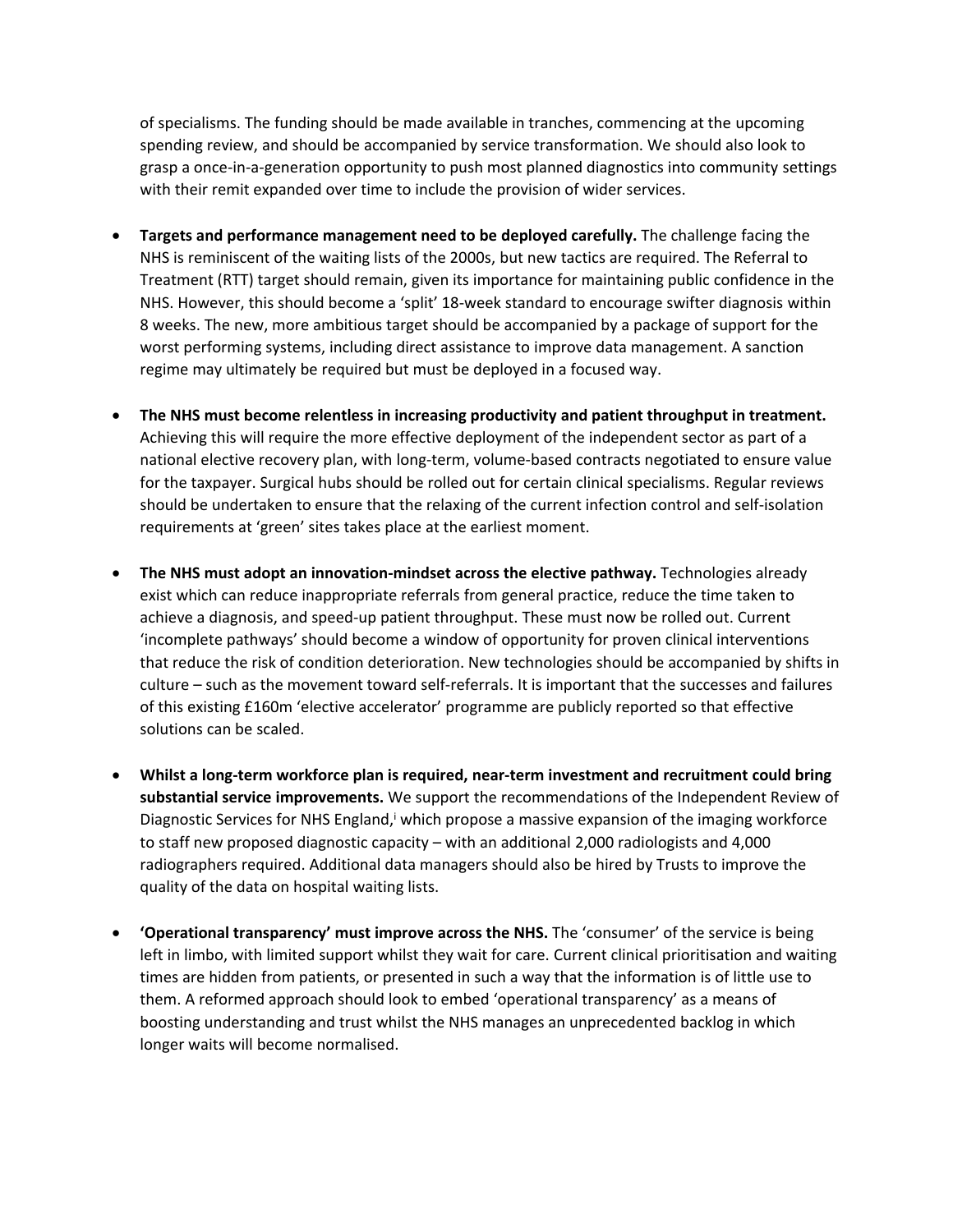of specialisms. The funding should be made available in tranches, commencing at the upcoming spending review, and should be accompanied by service transformation. We should also look to grasp a once-in-a-generation opportunity to push most planned diagnostics into community settings with their remit expanded over time to include the provision of wider services.

- **Targets and performance management need to be deployed carefully.** The challenge facing the NHS is reminiscent of the waiting lists of the 2000s, but new tactics are required. The Referral to Treatment (RTT) target should remain, given its importance for maintaining public confidence in the NHS. However, this should become a 'split' 18-week standard to encourage swifter diagnosis within 8 weeks. The new, more ambitious target should be accompanied by a package of support for the worst performing systems, including direct assistance to improve data management. A sanction regime may ultimately be required but must be deployed in a focused way.

- **The NHS must become relentless in increasing productivity and patient throughput in treatment.** Achieving this will require the more effective deployment of the independent sector as part of a national elective recovery plan, with long-term, volume-based contracts negotiated to ensure value for the taxpayer. Surgical hubs should be rolled out for certain clinical specialisms. Regular reviews should be undertaken to ensure that the relaxing of the current infection control and self-isolation requirements at 'green' sites takes place at the earliest moment.

- **The NHS must adopt an innovation-mindset across the elective pathway.** Technologies already exist which can reduce inappropriate referrals from general practice, reduce the time taken to achieve a diagnosis, and speed-up patient throughput. These must now be rolled out. Current 'incomplete pathways' should become a window of opportunity for proven clinical interventions that reduce the risk of condition deterioration. New technologies should be accompanied by shifts in culture – such as the movement toward self-referrals. It is important that the successes and failures of this existing £160m 'elective accelerator' programme are publicly reported so that effective solutions can be scaled.

- **Whilst a long-term workforce plan is required, near-term investment and recruitment could bring substantial service improvements.** We support the recommendations of the Independent Review of Diagnostic Services for NHS England,[i] which propose a massive expansion of the imaging workforce to staff new proposed diagnostic capacity – with an additional 2,000 radiologists and 4,000 radiographers required. Additional data managers should also be hired by Trusts to improve the quality of the data on hospital waiting lists.

- **'Operational transparency' must improve across the NHS.** The 'consumer' of the service is being left in limbo, with limited support whilst they wait for care. Current clinical prioritisation and waiting times are hidden from patients, or presented in such a way that the information is of little use to them. A reformed approach should look to embed 'operational transparency' as a means of boosting understanding and trust whilst the NHS manages an unprecedented backlog in which longer waits will become normalised.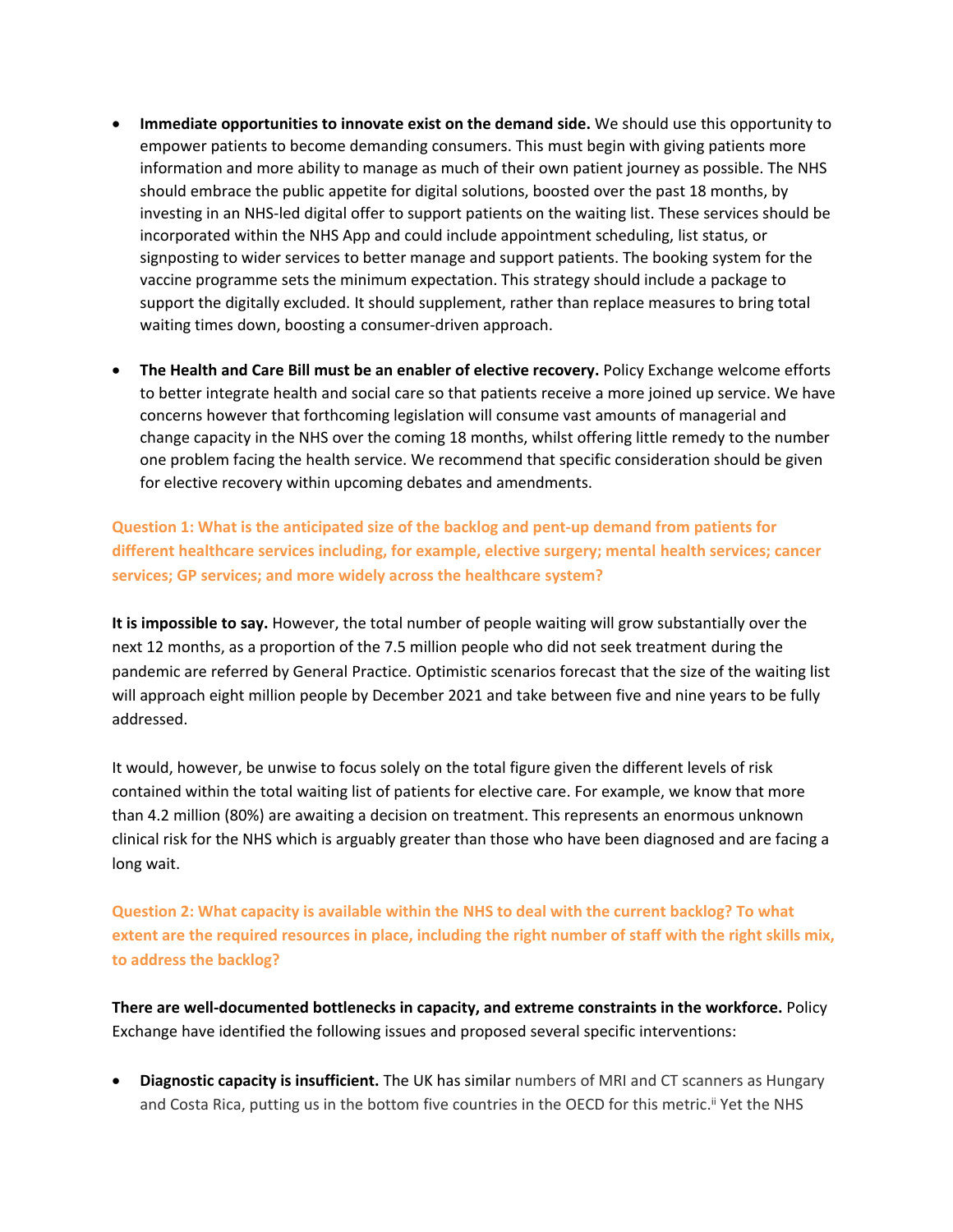- **Immediate opportunities to innovate exist on the demand side.** We should use this opportunity to empower patients to become demanding consumers. This must begin with giving patients more information and more ability to manage as much of their own patient journey as possible. The NHS should embrace the public appetite for digital solutions, boosted over the past 18 months, by investing in an NHS-led digital offer to support patients on the waiting list. These services should be incorporated within the NHS App and could include appointment scheduling, list status, or signposting to wider services to better manage and support patients. The booking system for the vaccine programme sets the minimum expectation. This strategy should include a package to support the digitally excluded. It should supplement, rather than replace measures to bring total waiting times down, boosting a consumer-driven approach.

- **The Health and Care Bill must be an enabler of elective recovery.** Policy Exchange welcome efforts to better integrate health and social care so that patients receive a more joined up service. We have concerns however that forthcoming legislation will consume vast amounts of managerial and change capacity in the NHS over the coming 18 months, whilst offering little remedy to the number one problem facing the health service. We recommend that specific consideration should be given for elective recovery within upcoming debates and amendments.

### Question 1: What is the anticipated size of the backlog and pent-up demand from patients for different healthcare services including, for example, elective surgery; mental health services; cancer services; GP services; and more widely across the healthcare system?

**It is impossible to say.** However, the total number of people waiting will grow substantially over the next 12 months, as a proportion of the 7.5 million people who did not seek treatment during the pandemic are referred by General Practice. Optimistic scenarios forecast that the size of the waiting list will approach eight million people by December 2021 and take between five and nine years to be fully addressed.

It would, however, be unwise to focus solely on the total figure given the different levels of risk contained within the total waiting list of patients for elective care. For example, we know that more than 4.2 million (80%) are awaiting a decision on treatment. This represents an enormous unknown clinical risk for the NHS which is arguably greater than those who have been diagnosed and are facing a long wait.

### Question 2: What capacity is available within the NHS to deal with the current backlog? To what extent are the required resources in place, including the right number of staff with the right skills mix, to address the backlog?

**There are well-documented bottlenecks in capacity, and extreme constraints in the workforce.** Policy Exchange have identified the following issues and proposed several specific interventions:

- **Diagnostic capacity is insufficient.** The UK has similar numbers of MRI and CT scanners as Hungary and Costa Rica, putting us in the bottom five countries in the OECD for this metric.[ii] Yet the NHS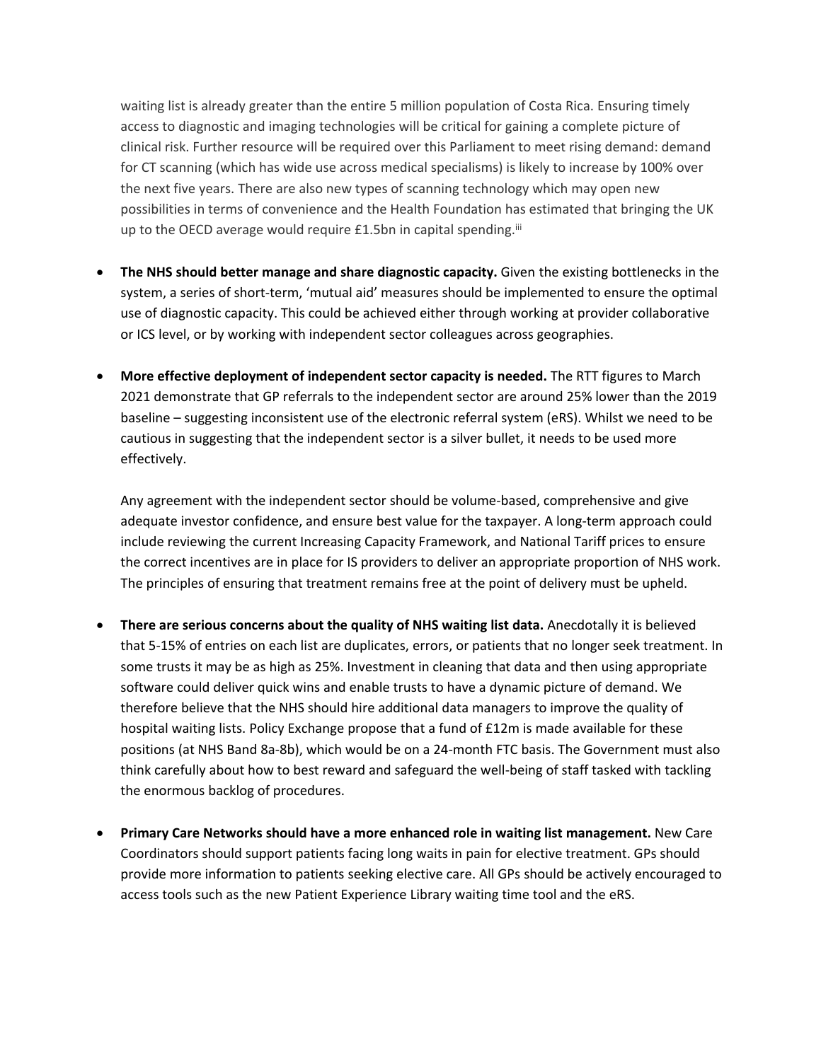waiting list is already greater than the entire 5 million population of Costa Rica. Ensuring timely access to diagnostic and imaging technologies will be critical for gaining a complete picture of clinical risk. Further resource will be required over this Parliament to meet rising demand: demand for CT scanning (which has wide use across medical specialisms) is likely to increase by 100% over the next five years. There are also new types of scanning technology which may open new possibilities in terms of convenience and the Health Foundation has estimated that bringing the UK up to the OECD average would require £1.5bn in capital spending.[iii]

- **The NHS should better manage and share diagnostic capacity.** Given the existing bottlenecks in the system, a series of short-term, 'mutual aid' measures should be implemented to ensure the optimal use of diagnostic capacity. This could be achieved either through working at provider collaborative or ICS level, or by working with independent sector colleagues across geographies.

- **More effective deployment of independent sector capacity is needed.** The RTT figures to March 2021 demonstrate that GP referrals to the independent sector are around 25% lower than the 2019 baseline – suggesting inconsistent use of the electronic referral system (eRS). Whilst we need to be cautious in suggesting that the independent sector is a silver bullet, it needs to be used more effectively.

  Any agreement with the independent sector should be volume-based, comprehensive and give adequate investor confidence, and ensure best value for the taxpayer. A long-term approach could include reviewing the current Increasing Capacity Framework, and National Tariff prices to ensure the correct incentives are in place for IS providers to deliver an appropriate proportion of NHS work. The principles of ensuring that treatment remains free at the point of delivery must be upheld.

- **There are serious concerns about the quality of NHS waiting list data.** Anecdotally it is believed that 5-15% of entries on each list are duplicates, errors, or patients that no longer seek treatment. In some trusts it may be as high as 25%. Investment in cleaning that data and then using appropriate software could deliver quick wins and enable trusts to have a dynamic picture of demand. We therefore believe that the NHS should hire additional data managers to improve the quality of hospital waiting lists. Policy Exchange propose that a fund of £12m is made available for these positions (at NHS Band 8a-8b), which would be on a 24-month FTC basis. The Government must also think carefully about how to best reward and safeguard the well-being of staff tasked with tackling the enormous backlog of procedures.

- **Primary Care Networks should have a more enhanced role in waiting list management.** New Care Coordinators should support patients facing long waits in pain for elective treatment. GPs should provide more information to patients seeking elective care. All GPs should be actively encouraged to access tools such as the new Patient Experience Library waiting time tool and the eRS.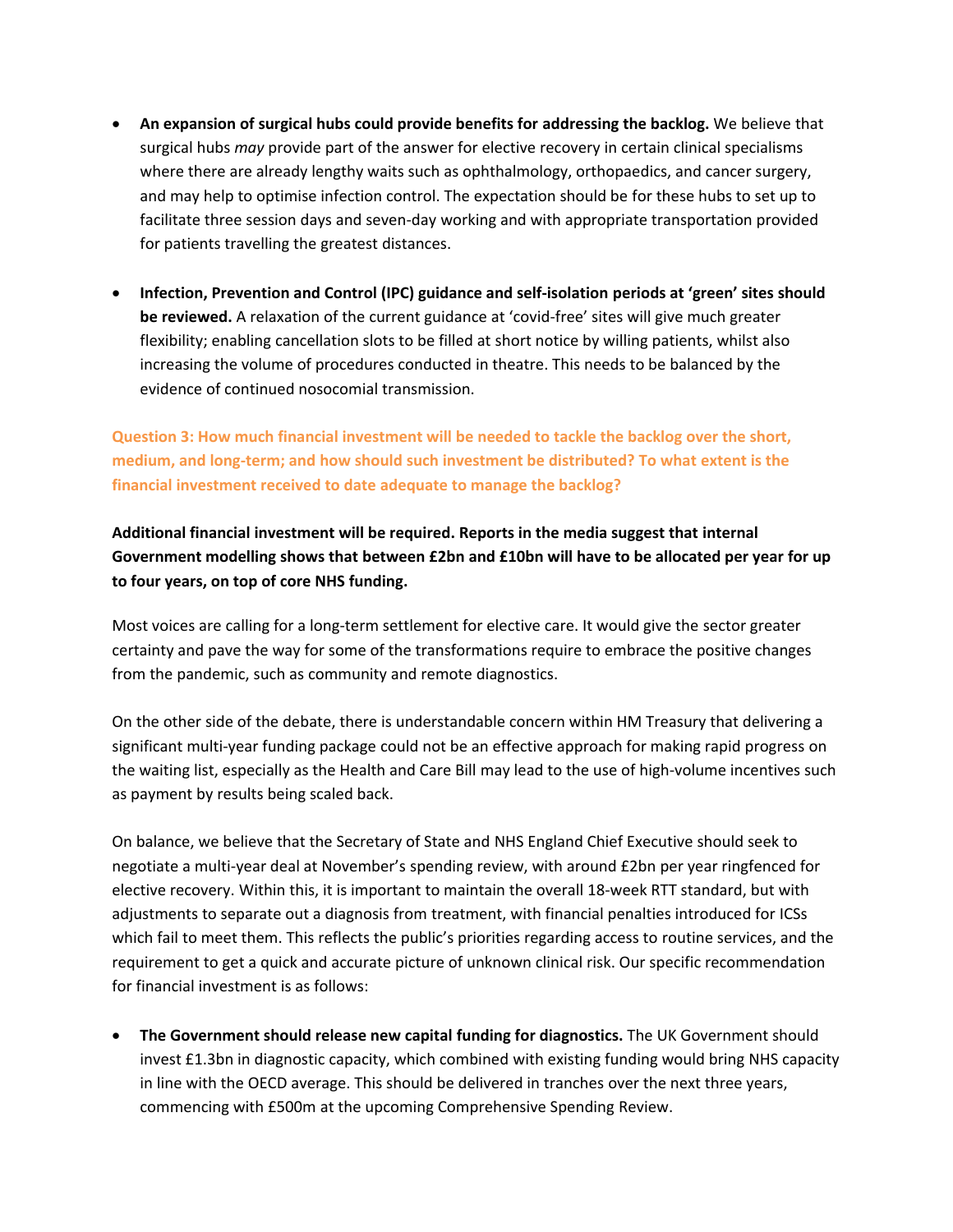- **An expansion of surgical hubs could provide benefits for addressing the backlog.** We believe that surgical hubs *may* provide part of the answer for elective recovery in certain clinical specialisms where there are already lengthy waits such as ophthalmology, orthopaedics, and cancer surgery, and may help to optimise infection control. The expectation should be for these hubs to set up to facilitate three session days and seven-day working and with appropriate transportation provided for patients travelling the greatest distances.

- **Infection, Prevention and Control (IPC) guidance and self-isolation periods at 'green' sites should be reviewed.** A relaxation of the current guidance at 'covid-free' sites will give much greater flexibility; enabling cancellation slots to be filled at short notice by willing patients, whilst also increasing the volume of procedures conducted in theatre. This needs to be balanced by the evidence of continued nosocomial transmission.

**Question 3: How much financial investment will be needed to tackle the backlog over the short, medium, and long-term; and how should such investment be distributed? To what extent is the financial investment received to date adequate to manage the backlog?**

**Additional financial investment will be required. Reports in the media suggest that internal Government modelling shows that between £2bn and £10bn will have to be allocated per year for up to four years, on top of core NHS funding.**

Most voices are calling for a long-term settlement for elective care. It would give the sector greater certainty and pave the way for some of the transformations require to embrace the positive changes from the pandemic, such as community and remote diagnostics.

On the other side of the debate, there is understandable concern within HM Treasury that delivering a significant multi-year funding package could not be an effective approach for making rapid progress on the waiting list, especially as the Health and Care Bill may lead to the use of high-volume incentives such as payment by results being scaled back.

On balance, we believe that the Secretary of State and NHS England Chief Executive should seek to negotiate a multi-year deal at November's spending review, with around £2bn per year ringfenced for elective recovery. Within this, it is important to maintain the overall 18-week RTT standard, but with adjustments to separate out a diagnosis from treatment, with financial penalties introduced for ICSs which fail to meet them. This reflects the public's priorities regarding access to routine services, and the requirement to get a quick and accurate picture of unknown clinical risk. Our specific recommendation for financial investment is as follows:

- **The Government should release new capital funding for diagnostics.** The UK Government should invest £1.3bn in diagnostic capacity, which combined with existing funding would bring NHS capacity in line with the OECD average. This should be delivered in tranches over the next three years, commencing with £500m at the upcoming Comprehensive Spending Review.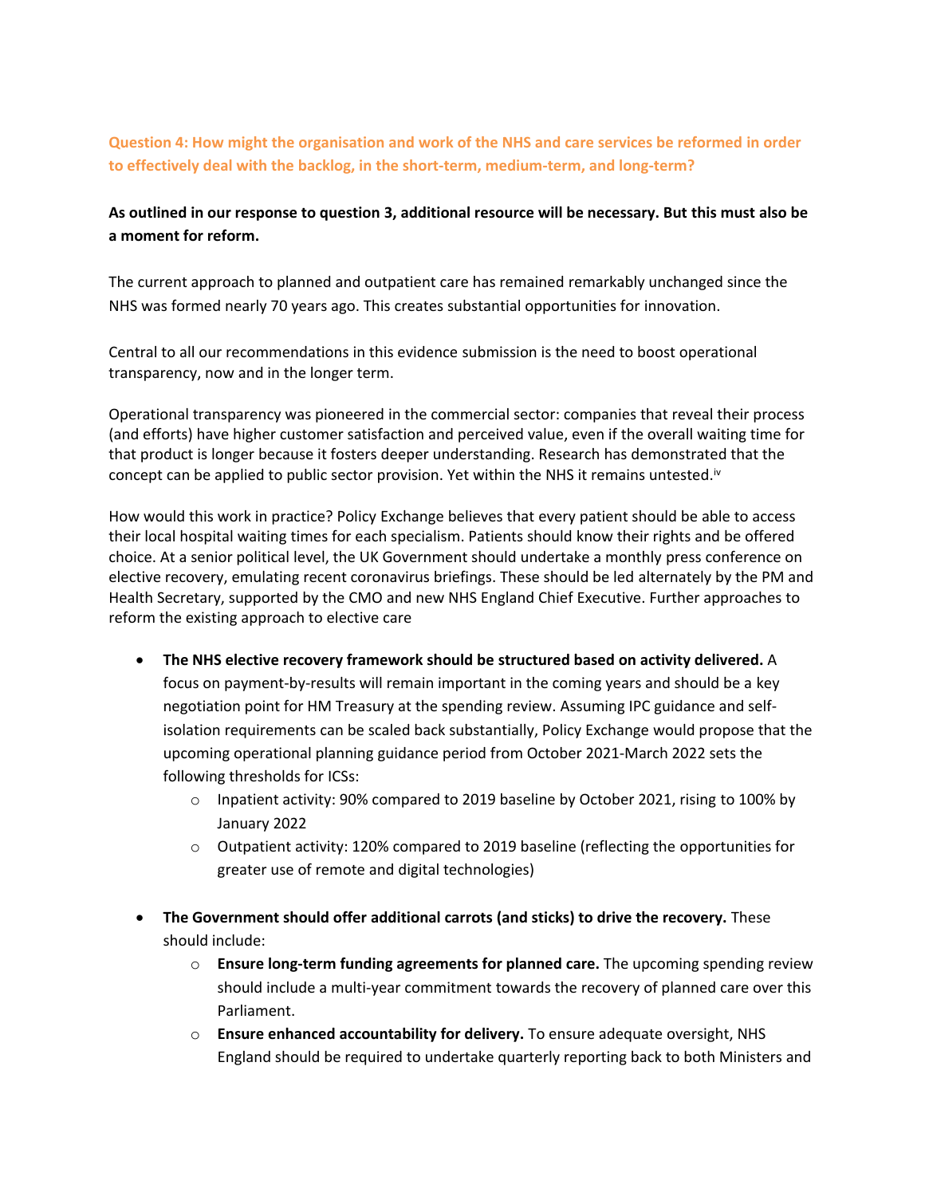**Question 4: How might the organisation and work of the NHS and care services be reformed in order to effectively deal with the backlog, in the short-term, medium-term, and long-term?**

**As outlined in our response to question 3, additional resource will be necessary. But this must also be a moment for reform.**

The current approach to planned and outpatient care has remained remarkably unchanged since the NHS was formed nearly 70 years ago. This creates substantial opportunities for innovation.

Central to all our recommendations in this evidence submission is the need to boost operational transparency, now and in the longer term.

Operational transparency was pioneered in the commercial sector: companies that reveal their process (and efforts) have higher customer satisfaction and perceived value, even if the overall waiting time for that product is longer because it fosters deeper understanding. Research has demonstrated that the concept can be applied to public sector provision. Yet within the NHS it remains untested.[iv]

How would this work in practice? Policy Exchange believes that every patient should be able to access their local hospital waiting times for each specialism. Patients should know their rights and be offered choice. At a senior political level, the UK Government should undertake a monthly press conference on elective recovery, emulating recent coronavirus briefings. These should be led alternately by the PM and Health Secretary, supported by the CMO and new NHS England Chief Executive. Further approaches to reform the existing approach to elective care

- **The NHS elective recovery framework should be structured based on activity delivered.** A focus on payment-by-results will remain important in the coming years and should be a key negotiation point for HM Treasury at the spending review. Assuming IPC guidance and self-isolation requirements can be scaled back substantially, Policy Exchange would propose that the upcoming operational planning guidance period from October 2021-March 2022 sets the following thresholds for ICSs:
    - Inpatient activity: 90% compared to 2019 baseline by October 2021, rising to 100% by January 2022
    - Outpatient activity: 120% compared to 2019 baseline (reflecting the opportunities for greater use of remote and digital technologies)

- **The Government should offer additional carrots (and sticks) to drive the recovery.** These should include:
    - **Ensure long-term funding agreements for planned care.** The upcoming spending review should include a multi-year commitment towards the recovery of planned care over this Parliament.
    - **Ensure enhanced accountability for delivery.** To ensure adequate oversight, NHS England should be required to undertake quarterly reporting back to both Ministers and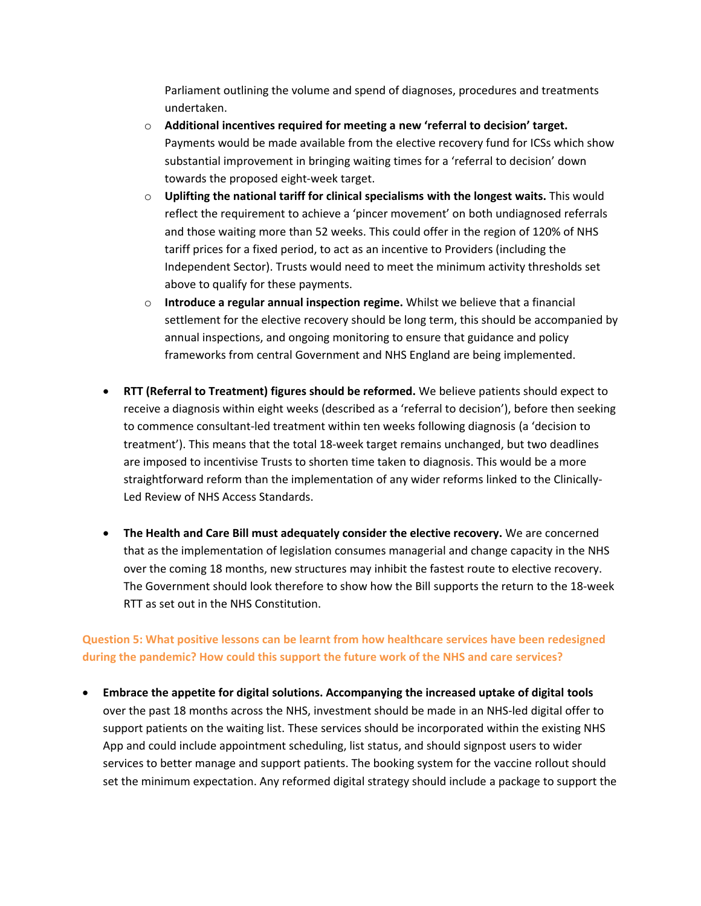Parliament outlining the volume and spend of diagnoses, procedures and treatments undertaken.

- **Additional incentives required for meeting a new 'referral to decision' target.** Payments would be made available from the elective recovery fund for ICSs which show substantial improvement in bringing waiting times for a 'referral to decision' down towards the proposed eight-week target.
- **Uplifting the national tariff for clinical specialisms with the longest waits.** This would reflect the requirement to achieve a 'pincer movement' on both undiagnosed referrals and those waiting more than 52 weeks. This could offer in the region of 120% of NHS tariff prices for a fixed period, to act as an incentive to Providers (including the Independent Sector). Trusts would need to meet the minimum activity thresholds set above to qualify for these payments.
- **Introduce a regular annual inspection regime.** Whilst we believe that a financial settlement for the elective recovery should be long term, this should be accompanied by annual inspections, and ongoing monitoring to ensure that guidance and policy frameworks from central Government and NHS England are being implemented.

- **RTT (Referral to Treatment) figures should be reformed.** We believe patients should expect to receive a diagnosis within eight weeks (described as a 'referral to decision'), before then seeking to commence consultant-led treatment within ten weeks following diagnosis (a 'decision to treatment'). This means that the total 18-week target remains unchanged, but two deadlines are imposed to incentivise Trusts to shorten time taken to diagnosis. This would be a more straightforward reform than the implementation of any wider reforms linked to the Clinically-Led Review of NHS Access Standards.

- **The Health and Care Bill must adequately consider the elective recovery.** We are concerned that as the implementation of legislation consumes managerial and change capacity in the NHS over the coming 18 months, new structures may inhibit the fastest route to elective recovery. The Government should look therefore to show how the Bill supports the return to the 18-week RTT as set out in the NHS Constitution.

**Question 5: What positive lessons can be learnt from how healthcare services have been redesigned during the pandemic? How could this support the future work of the NHS and care services?**

- **Embrace the appetite for digital solutions. Accompanying the increased uptake of digital tools** over the past 18 months across the NHS, investment should be made in an NHS-led digital offer to support patients on the waiting list. These services should be incorporated within the existing NHS App and could include appointment scheduling, list status, and should signpost users to wider services to better manage and support patients. The booking system for the vaccine rollout should set the minimum expectation. Any reformed digital strategy should include a package to support the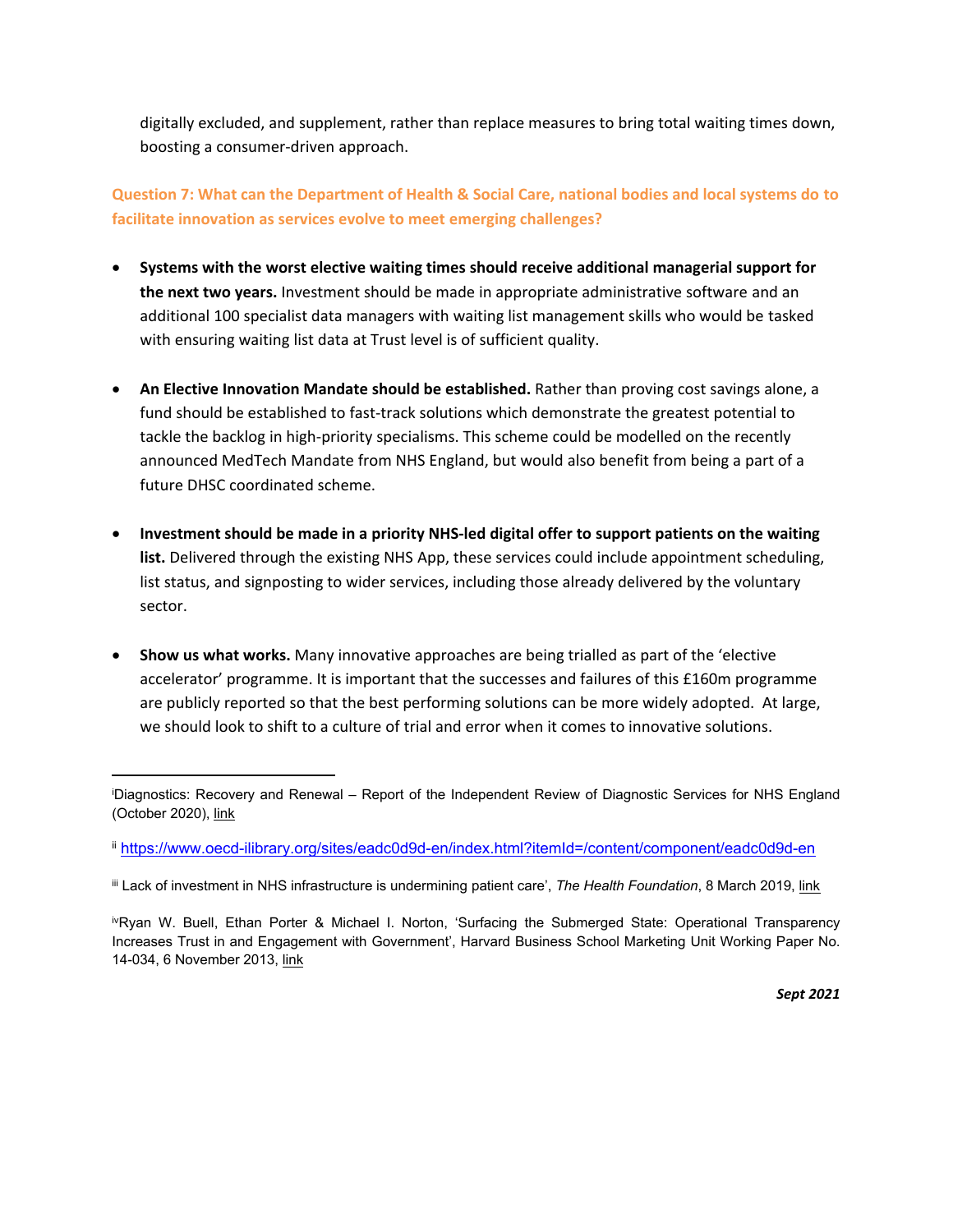digitally excluded, and supplement, rather than replace measures to bring total waiting times down, boosting a consumer-driven approach.

### Question 7: What can the Department of Health & Social Care, national bodies and local systems do to facilitate innovation as services evolve to meet emerging challenges?

- **Systems with the worst elective waiting times should receive additional managerial support for the next two years.** Investment should be made in appropriate administrative software and an additional 100 specialist data managers with waiting list management skills who would be tasked with ensuring waiting list data at Trust level is of sufficient quality.

- **An Elective Innovation Mandate should be established.** Rather than proving cost savings alone, a fund should be established to fast-track solutions which demonstrate the greatest potential to tackle the backlog in high-priority specialisms. This scheme could be modelled on the recently announced MedTech Mandate from NHS England, but would also benefit from being a part of a future DHSC coordinated scheme.

- **Investment should be made in a priority NHS-led digital offer to support patients on the waiting list.** Delivered through the existing NHS App, these services could include appointment scheduling, list status, and signposting to wider services, including those already delivered by the voluntary sector.

- **Show us what works.** Many innovative approaches are being trialled as part of the 'elective accelerator' programme. It is important that the successes and failures of this £160m programme are publicly reported so that the best performing solutions can be more widely adopted. At large, we should look to shift to a culture of trial and error when it comes to innovative solutions.

---

[i] Diagnostics: Recovery and Renewal – Report of the Independent Review of Diagnostic Services for NHS England (October 2020), link

[ii] https://www.oecd-ilibrary.org/sites/eadc0d9d-en/index.html?itemId=/content/component/eadc0d9d-en

[iii] Lack of investment in NHS infrastructure is undermining patient care', *The Health Foundation*, 8 March 2019, link

[iv] Ryan W. Buell, Ethan Porter & Michael I. Norton, 'Surfacing the Submerged State: Operational Transparency Increases Trust in and Engagement with Government', Harvard Business School Marketing Unit Working Paper No. 14-034, 6 November 2013, link

***Sept 2021***